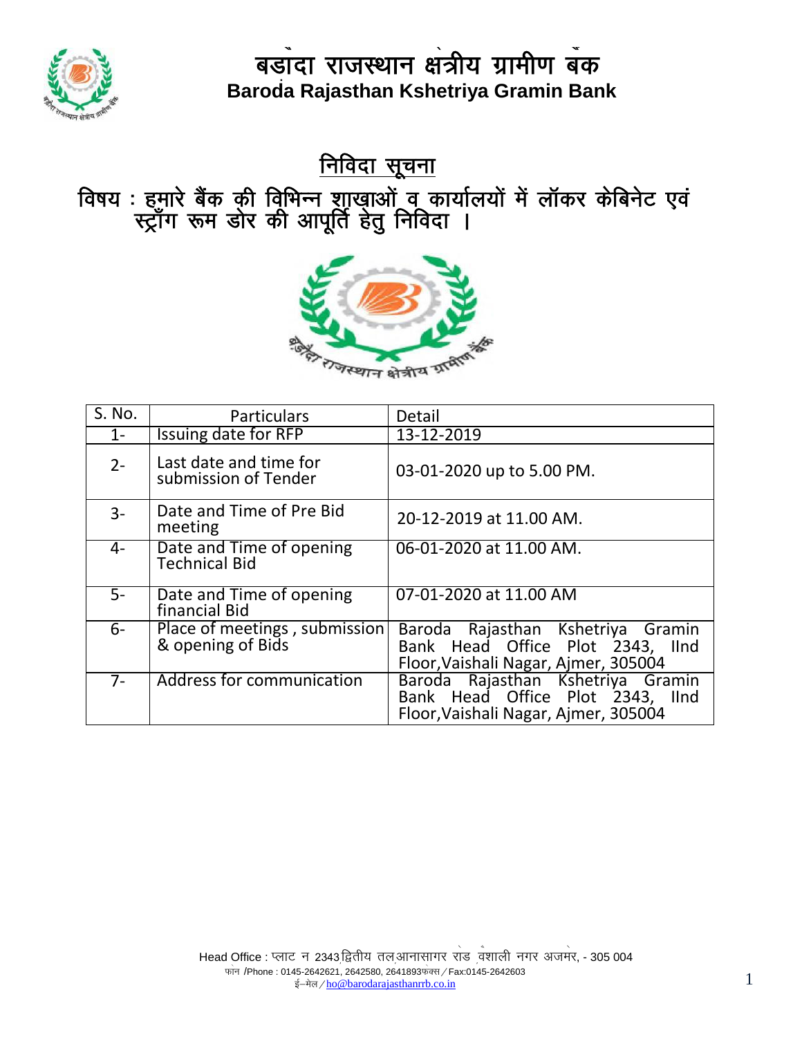# बड़ौदा राजस्थान क्षेत्रीय ग्रामीण बैंक

**Baroda Rajasthan Kshetriya Gramin Bank**

## निविदा सूचना

**विषय : हमारे बैंक की विभिन्न शाखाओं व कार्यालयों में लॉकर केबिनेट एवं स्ट्राँग रूम डोर की आपूर्ति हेतु निविदा ।**

| S. No. | Particulars | Detail |
|---|---|---|
| 1- | Issuing date for RFP | 13-12-2019 |
| 2- | Last date and time for submission of Tender | 03-01-2020 up to 5.00 PM. |
| 3- | Date and Time of Pre Bid meeting | 20-12-2019 at 11.00 AM. |
| 4- | Date and Time of opening Technical Bid | 06-01-2020 at 11.00 AM. |
| 5- | Date and Time of opening financial Bid | 07-01-2020 at 11.00 AM |
| 6- | Place of meetings , submission & opening of Bids | Baroda Rajasthan Kshetriya Gramin Bank Head Office Plot 2343, IInd Floor,Vaishali Nagar, Ajmer, 305004 |
| 7- | Address for communication | Baroda Rajasthan Kshetriya Gramin Bank Head Office Plot 2343, IInd Floor,Vaishali Nagar, Ajmer, 305004 |

Head Office : प्लाट न 2343,द्वितीय तल,आनासागर रोड ,वैशाली नगर अजमेर, - 305 004
फोन /Phone : 0145-2642621, 2642580, 2641893फैक्स / Fax:0145-2642603
ई–मेल / ho@barodarajasthanrrb.co.in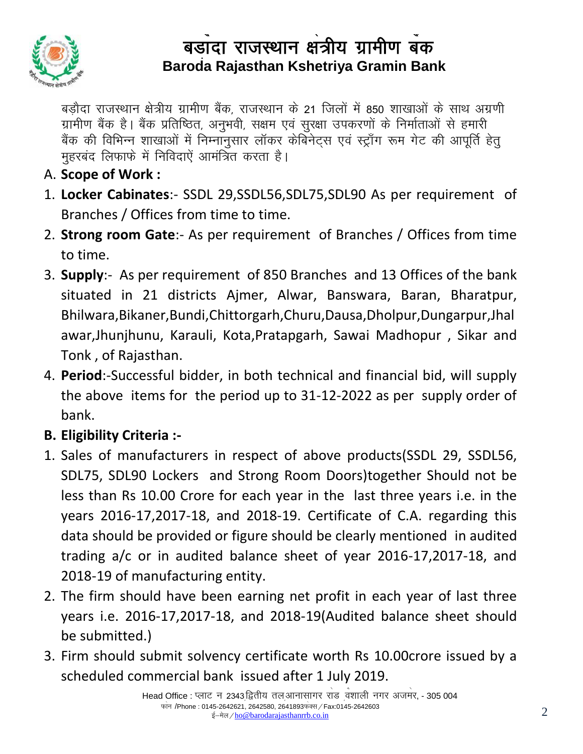# बड़ौदा राजस्थान क्षेत्रीय ग्रामीण बैंक
## Baroda Rajasthan Kshetriya Gramin Bank

बड़ौदा राजस्थान क्षेत्रीय ग्रामीण बैंक, राजस्थान के 21 जिलों में 850 शाखाओं के साथ अग्रणी ग्रामीण बैंक है। बैंक प्रतिष्ठित, अनुभवी, सक्षम एवं सुरक्षा उपकरणों के निर्माताओं से हमारी बैंक की विभिन्न शाखाओं में निम्नानुसार लॉकर केबिनेट्स एवं स्ट्राँग रूम गेट की आपूर्ति हेतु मुहरबंद लिफाफे में निविदाऐं आमंत्रित करता है।

A. **Scope of Work :**

1. **Locker Cabinates**:- SSDL 29,SSDL56,SDL75,SDL90 As per requirement of Branches / Offices from time to time.
2. **Strong room Gate**:- As per requirement of Branches / Offices from time to time.
3. **Supply**:- As per requirement of 850 Branches and 13 Offices of the bank situated in 21 districts Ajmer, Alwar, Banswara, Baran, Bharatpur, Bhilwara,Bikaner,Bundi,Chittorgarh,Churu,Dausa,Dholpur,Dungarpur,Jhalawar,Jhunjhunu, Karauli, Kota,Pratapgarh, Sawai Madhopur , Sikar and Tonk , of Rajasthan.
4. **Period**:-Successful bidder, in both technical and financial bid, will supply the above items for the period up to 31-12-2022 as per supply order of bank.

**B. Eligibility Criteria :-**

1. Sales of manufacturers in respect of above products(SSDL 29, SSDL56, SDL75, SDL90 Lockers and Strong Room Doors)together Should not be less than Rs 10.00 Crore for each year in the last three years i.e. in the years 2016-17,2017-18, and 2018-19. Certificate of C.A. regarding this data should be provided or figure should be clearly mentioned in audited trading a/c or in audited balance sheet of year 2016-17,2017-18, and 2018-19 of manufacturing entity.
2. The firm should have been earning net profit in each year of last three years i.e. 2016-17,2017-18, and 2018-19(Audited balance sheet should be submitted.)
3. Firm should submit solvency certificate worth Rs 10.00crore issued by a scheduled commercial bank issued after 1 July 2019.

Head Office : प्लाट न 2343 द्वितीय तल आनासागर रोड वैशाली नगर अजमेर, - 305 004
फोन /Phone : 0145-2642621, 2642580, 2641893फैक्स / Fax:0145-2642603
ई–मेल / ho@barodarajasthanrrb.co.in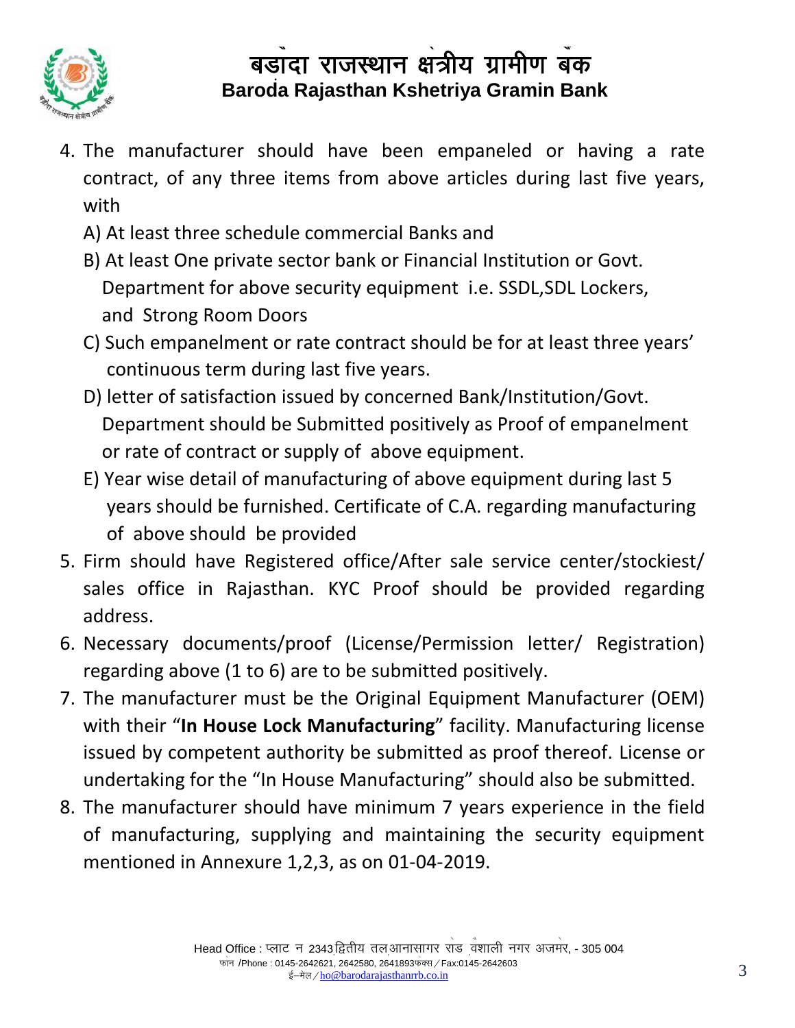4. The manufacturer should have been empaneled or having a rate contract, of any three items from above articles during last five years, with
   A) At least three schedule commercial Banks and
   B) At least One private sector bank or Financial Institution or Govt. Department for above security equipment i.e. SSDL,SDL Lockers, and Strong Room Doors
   C) Such empanelment or rate contract should be for at least three years' continuous term during last five years.
   D) letter of satisfaction issued by concerned Bank/Institution/Govt. Department should be Submitted positively as Proof of empanelment or rate of contract or supply of above equipment.
   E) Year wise detail of manufacturing of above equipment during last 5 years should be furnished. Certificate of C.A. regarding manufacturing of above should be provided
5. Firm should have Registered office/After sale service center/stockiest/ sales office in Rajasthan. KYC Proof should be provided regarding address.
6. Necessary documents/proof (License/Permission letter/ Registration) regarding above (1 to 6) are to be submitted positively.
7. The manufacturer must be the Original Equipment Manufacturer (OEM) with their "**In House Lock Manufacturing**" facility. Manufacturing license issued by competent authority be submitted as proof thereof. License or undertaking for the "In House Manufacturing" should also be submitted.
8. The manufacturer should have minimum 7 years experience in the field of manufacturing, supplying and maintaining the security equipment mentioned in Annexure 1,2,3, as on 01-04-2019.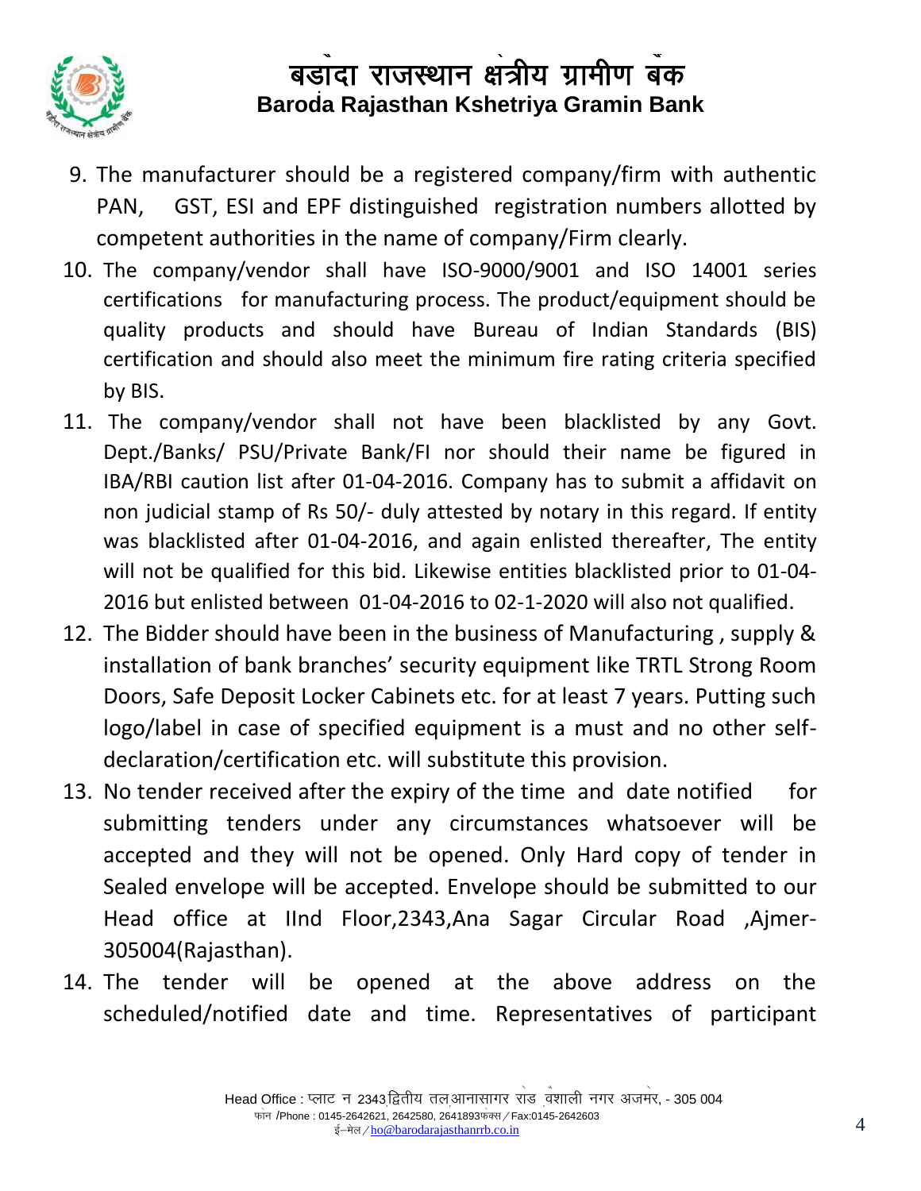9. The manufacturer should be a registered company/firm with authentic PAN, GST, ESI and EPF distinguished registration numbers allotted by competent authorities in the name of company/Firm clearly.
10. The company/vendor shall have ISO-9000/9001 and ISO 14001 series certifications for manufacturing process. The product/equipment should be quality products and should have Bureau of Indian Standards (BIS) certification and should also meet the minimum fire rating criteria specified by BIS.
11. The company/vendor shall not have been blacklisted by any Govt. Dept./Banks/ PSU/Private Bank/FI nor should their name be figured in IBA/RBI caution list after 01-04-2016. Company has to submit a affidavit on non judicial stamp of Rs 50/- duly attested by notary in this regard. If entity was blacklisted after 01-04-2016, and again enlisted thereafter, The entity will not be qualified for this bid. Likewise entities blacklisted prior to 01-04-2016 but enlisted between 01-04-2016 to 02-1-2020 will also not qualified.
12. The Bidder should have been in the business of Manufacturing , supply & installation of bank branches' security equipment like TRTL Strong Room Doors, Safe Deposit Locker Cabinets etc. for at least 7 years. Putting such logo/label in case of specified equipment is a must and no other self-declaration/certification etc. will substitute this provision.
13. No tender received after the expiry of the time and date notified for submitting tenders under any circumstances whatsoever will be accepted and they will not be opened. Only Hard copy of tender in Sealed envelope will be accepted. Envelope should be submitted to our Head office at IInd Floor,2343,Ana Sagar Circular Road ,Ajmer-305004(Rajasthan).
14. The tender will be opened at the above address on the scheduled/notified date and time. Representatives of participant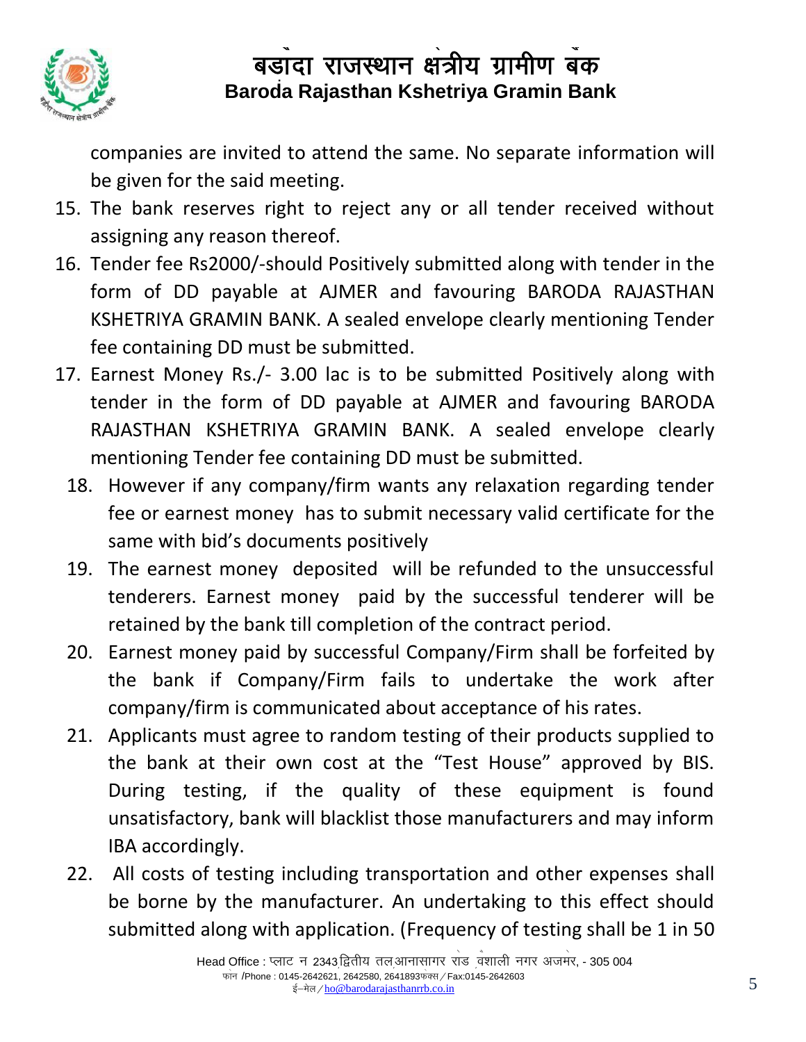companies are invited to attend the same. No separate information will be given for the said meeting.

15. The bank reserves right to reject any or all tender received without assigning any reason thereof.
16. Tender fee Rs2000/-should Positively submitted along with tender in the form of DD payable at AJMER and favouring BARODA RAJASTHAN KSHETRIYA GRAMIN BANK. A sealed envelope clearly mentioning Tender fee containing DD must be submitted.
17. Earnest Money Rs./- 3.00 lac is to be submitted Positively along with tender in the form of DD payable at AJMER and favouring BARODA RAJASTHAN KSHETRIYA GRAMIN BANK. A sealed envelope clearly mentioning Tender fee containing DD must be submitted.
18. However if any company/firm wants any relaxation regarding tender fee or earnest money has to submit necessary valid certificate for the same with bid's documents positively
19. The earnest money deposited will be refunded to the unsuccessful tenderers. Earnest money paid by the successful tenderer will be retained by the bank till completion of the contract period.
20. Earnest money paid by successful Company/Firm shall be forfeited by the bank if Company/Firm fails to undertake the work after company/firm is communicated about acceptance of his rates.
21. Applicants must agree to random testing of their products supplied to the bank at their own cost at the "Test House" approved by BIS. During testing, if the quality of these equipment is found unsatisfactory, bank will blacklist those manufacturers and may inform IBA accordingly.
22. All costs of testing including transportation and other expenses shall be borne by the manufacturer. An undertaking to this effect should submitted along with application. (Frequency of testing shall be 1 in 50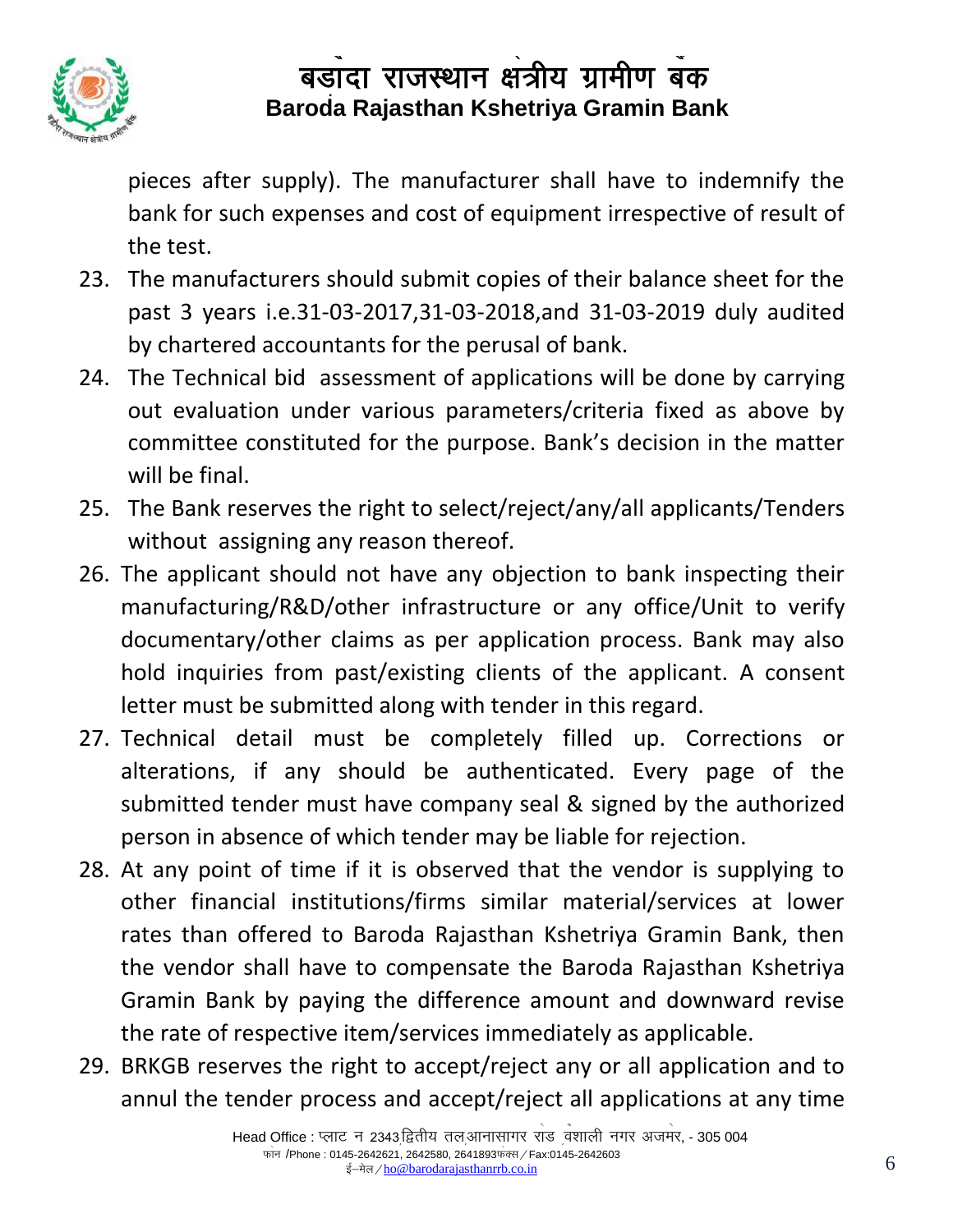pieces after supply). The manufacturer shall have to indemnify the bank for such expenses and cost of equipment irrespective of result of the test.

23. The manufacturers should submit copies of their balance sheet for the past 3 years i.e.31-03-2017,31-03-2018,and 31-03-2019 duly audited by chartered accountants for the perusal of bank.
24. The Technical bid assessment of applications will be done by carrying out evaluation under various parameters/criteria fixed as above by committee constituted for the purpose. Bank's decision in the matter will be final.
25. The Bank reserves the right to select/reject/any/all applicants/Tenders without assigning any reason thereof.
26. The applicant should not have any objection to bank inspecting their manufacturing/R&D/other infrastructure or any office/Unit to verify documentary/other claims as per application process. Bank may also hold inquiries from past/existing clients of the applicant. A consent letter must be submitted along with tender in this regard.
27. Technical detail must be completely filled up. Corrections or alterations, if any should be authenticated. Every page of the submitted tender must have company seal & signed by the authorized person in absence of which tender may be liable for rejection.
28. At any point of time if it is observed that the vendor is supplying to other financial institutions/firms similar material/services at lower rates than offered to Baroda Rajasthan Kshetriya Gramin Bank, then the vendor shall have to compensate the Baroda Rajasthan Kshetriya Gramin Bank by paying the difference amount and downward revise the rate of respective item/services immediately as applicable.
29. BRKGB reserves the right to accept/reject any or all application and to annul the tender process and accept/reject all applications at any time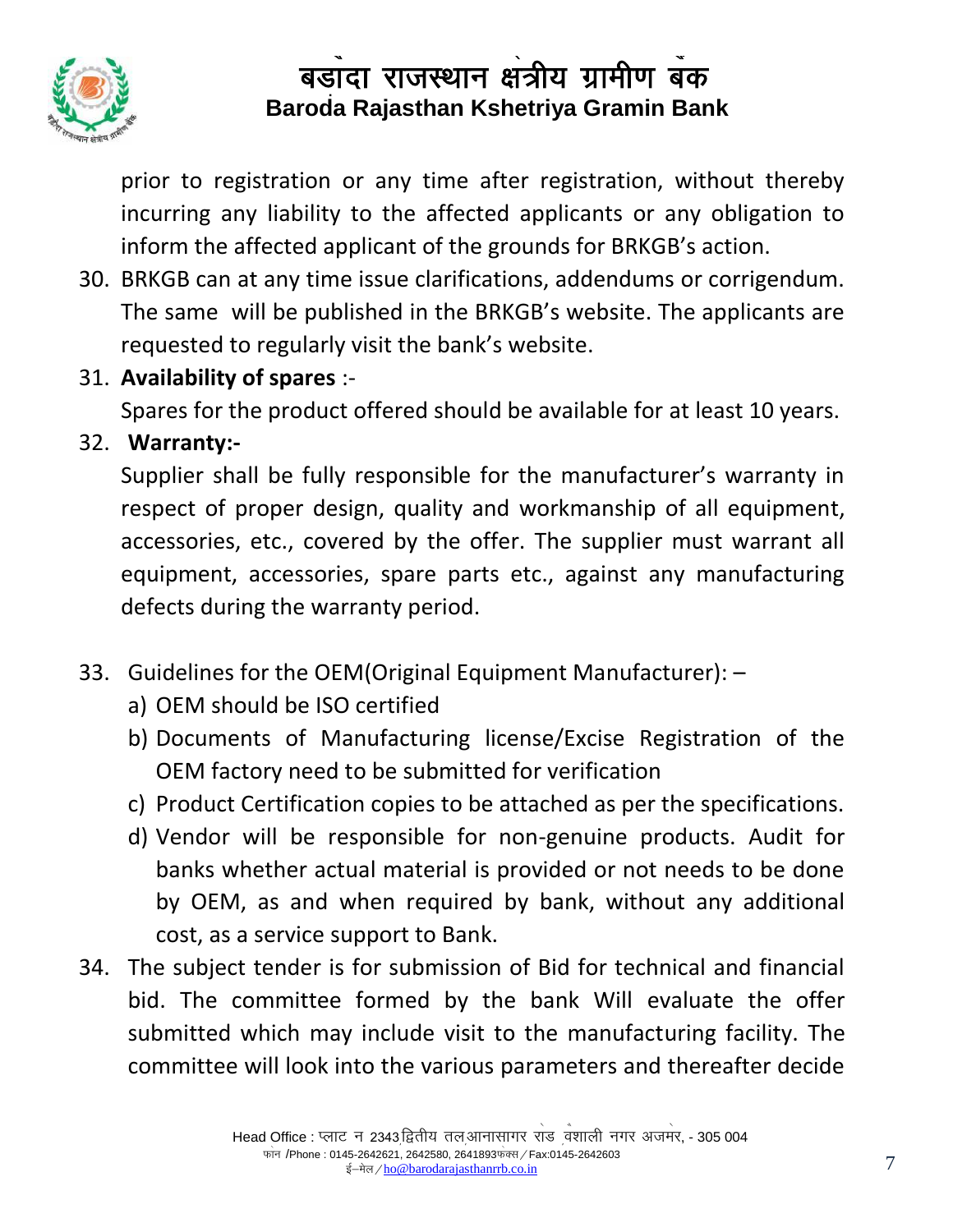prior to registration or any time after registration, without thereby incurring any liability to the affected applicants or any obligation to inform the affected applicant of the grounds for BRKGB's action.

30. BRKGB can at any time issue clarifications, addendums or corrigendum. The same will be published in the BRKGB's website. The applicants are requested to regularly visit the bank's website.

31. **Availability of spares** :-

    Spares for the product offered should be available for at least 10 years.

32. **Warranty:-**

    Supplier shall be fully responsible for the manufacturer's warranty in respect of proper design, quality and workmanship of all equipment, accessories, etc., covered by the offer. The supplier must warrant all equipment, accessories, spare parts etc., against any manufacturing defects during the warranty period.

33. Guidelines for the OEM(Original Equipment Manufacturer): –

    a) OEM should be ISO certified
    b) Documents of Manufacturing license/Excise Registration of the OEM factory need to be submitted for verification
    c) Product Certification copies to be attached as per the specifications.
    d) Vendor will be responsible for non-genuine products. Audit for banks whether actual material is provided or not needs to be done by OEM, as and when required by bank, without any additional cost, as a service support to Bank.

34. The subject tender is for submission of Bid for technical and financial bid. The committee formed by the bank Will evaluate the offer submitted which may include visit to the manufacturing facility. The committee will look into the various parameters and thereafter decide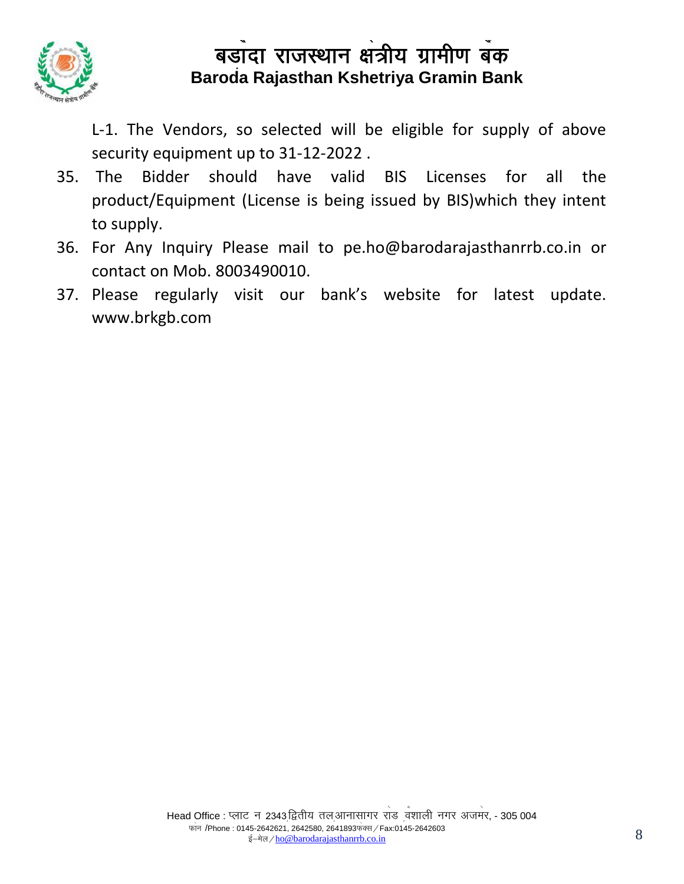L-1. The Vendors, so selected will be eligible for supply of above security equipment up to 31-12-2022 .

35. The Bidder should have valid BIS Licenses for all the product/Equipment (License is being issued by BIS)which they intent to supply.
36. For Any Inquiry Please mail to pe.ho@barodarajasthanrrb.co.in or contact on Mob. 8003490010.
37. Please regularly visit our bank's website for latest update. www.brkgb.com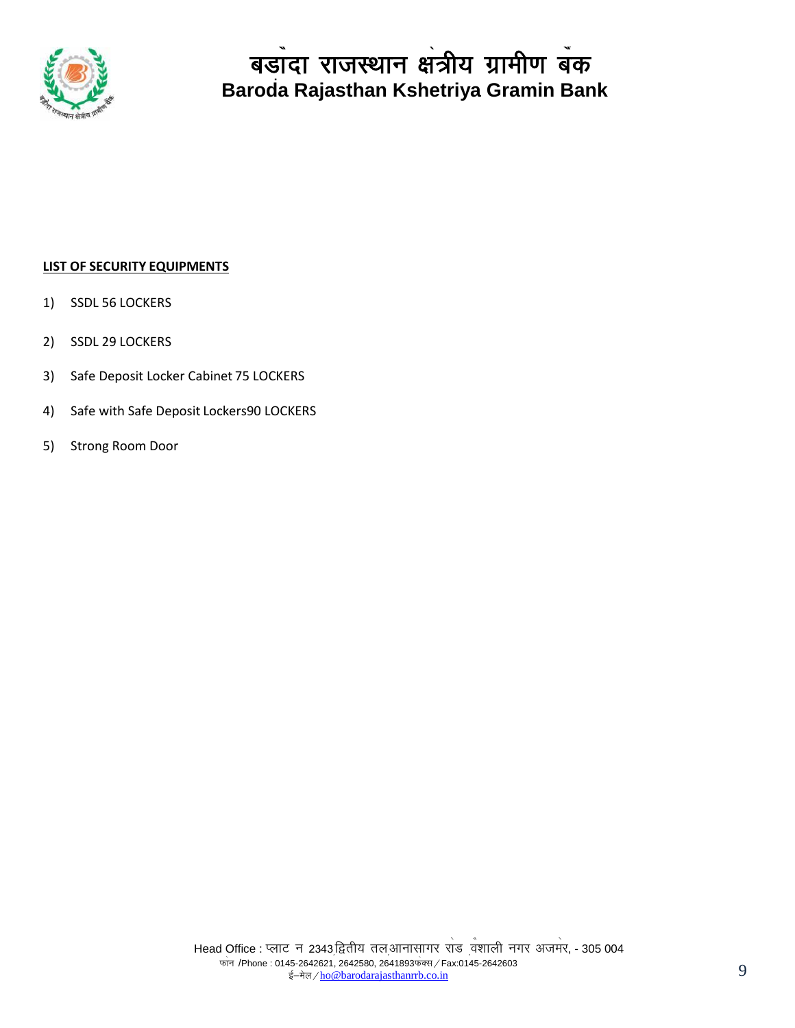**LIST OF SECURITY EQUIPMENTS**

1) SSDL 56 LOCKERS
2) SSDL 29 LOCKERS
3) Safe Deposit Locker Cabinet 75 LOCKERS
4) Safe with Safe Deposit Lockers90 LOCKERS
5) Strong Room Door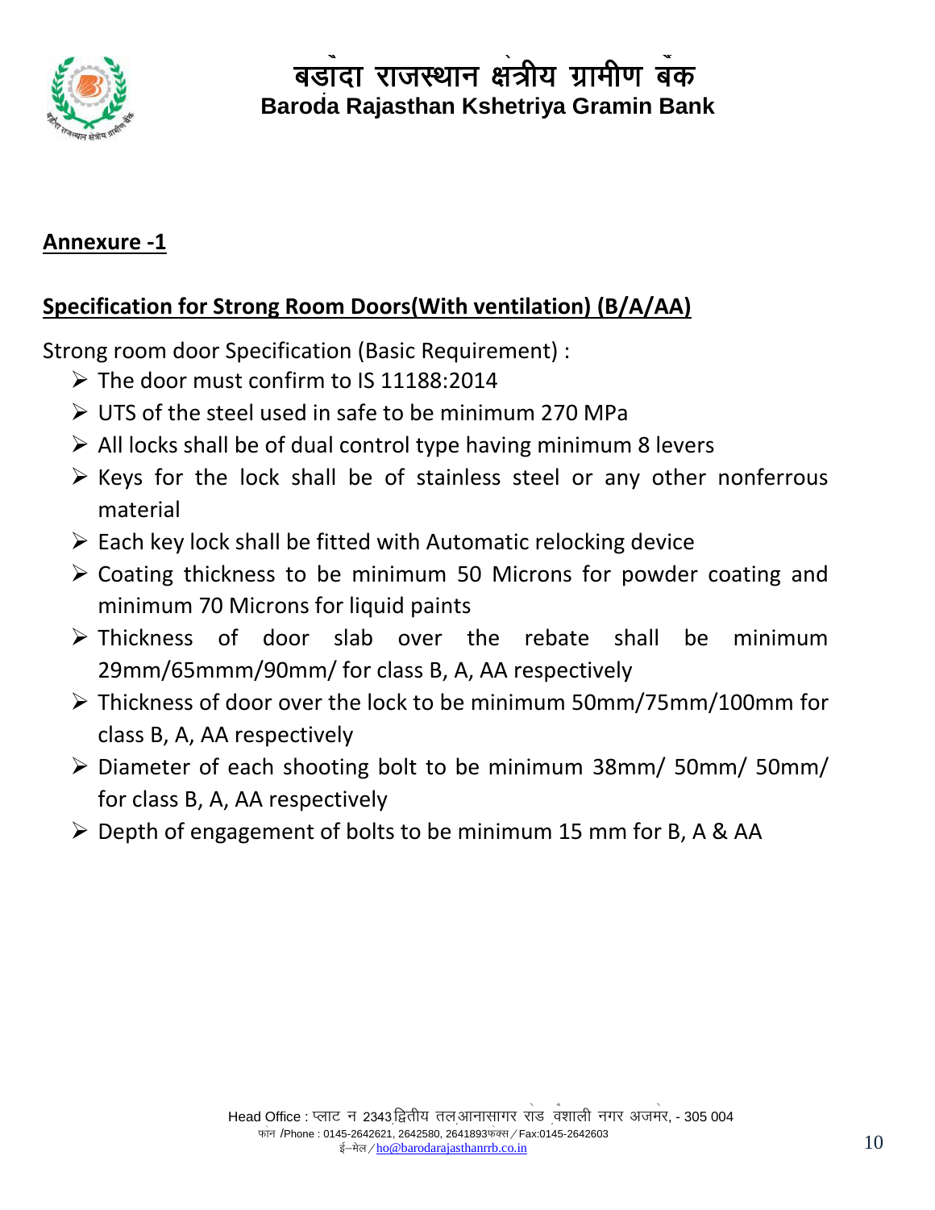## Annexure -1

### Specification for Strong Room Doors(With ventilation) (B/A/AA)

Strong room door Specification (Basic Requirement) :

- The door must confirm to IS 11188:2014
- UTS of the steel used in safe to be minimum 270 MPa
- All locks shall be of dual control type having minimum 8 levers
- Keys for the lock shall be of stainless steel or any other nonferrous material
- Each key lock shall be fitted with Automatic relocking device
- Coating thickness to be minimum 50 Microns for powder coating and minimum 70 Microns for liquid paints
- Thickness of door slab over the rebate shall be minimum 29mm/65mmm/90mm/ for class B, A, AA respectively
- Thickness of door over the lock to be minimum 50mm/75mm/100mm for class B, A, AA respectively
- Diameter of each shooting bolt to be minimum 38mm/ 50mm/ 50mm/ for class B, A, AA respectively
- Depth of engagement of bolts to be minimum 15 mm for B, A & AA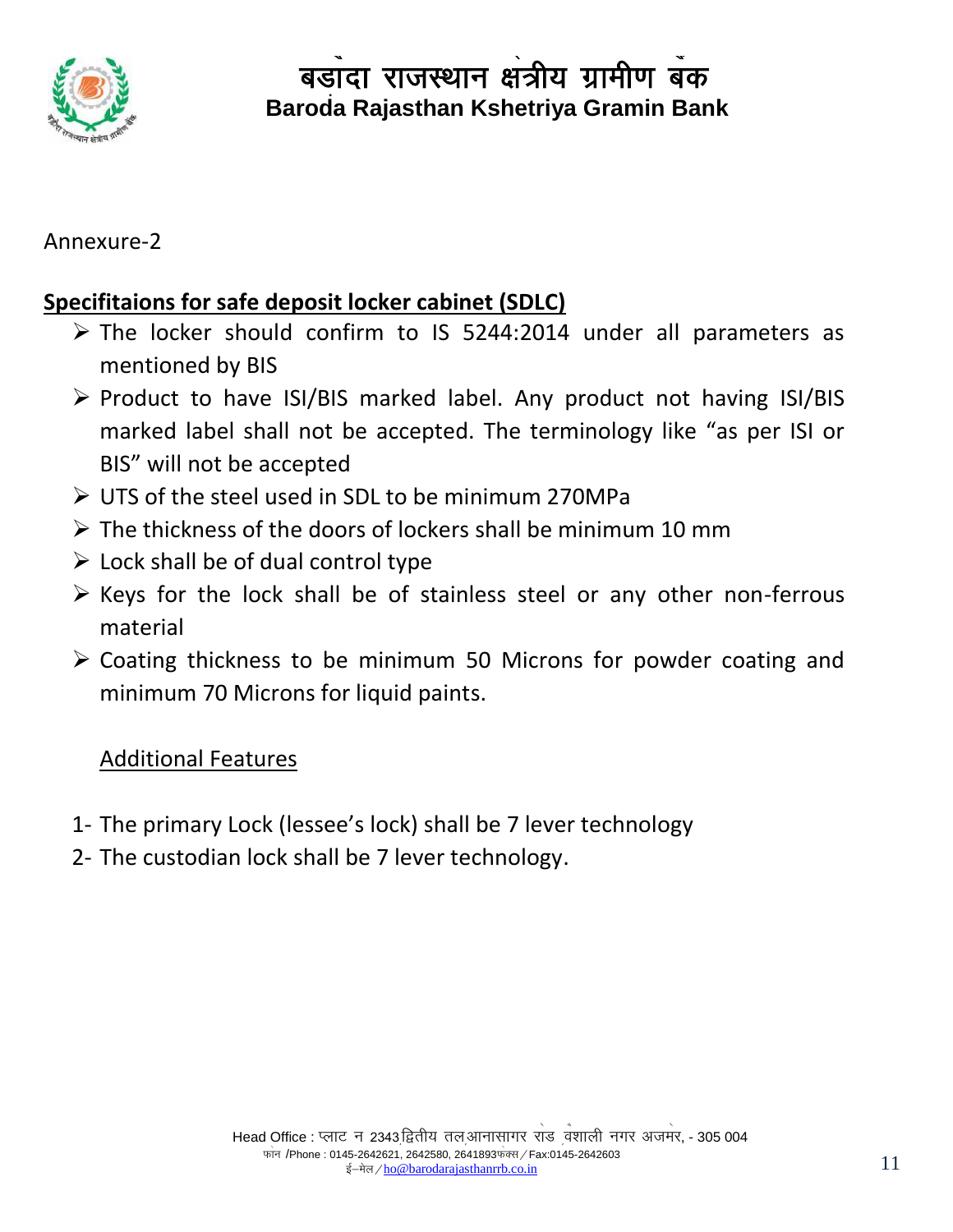Annexure-2

**Specifitaions for safe deposit locker cabinet (SDLC)**

- The locker should confirm to IS 5244:2014 under all parameters as mentioned by BIS
- Product to have ISI/BIS marked label. Any product not having ISI/BIS marked label shall not be accepted. The terminology like "as per ISI or BIS" will not be accepted
- UTS of the steel used in SDL to be minimum 270MPa
- The thickness of the doors of lockers shall be minimum 10 mm
- Lock shall be of dual control type
- Keys for the lock shall be of stainless steel or any other non-ferrous material
- Coating thickness to be minimum 50 Microns for powder coating and minimum 70 Microns for liquid paints.

Additional Features

1- The primary Lock (lessee's lock) shall be 7 lever technology

2- The custodian lock shall be 7 lever technology.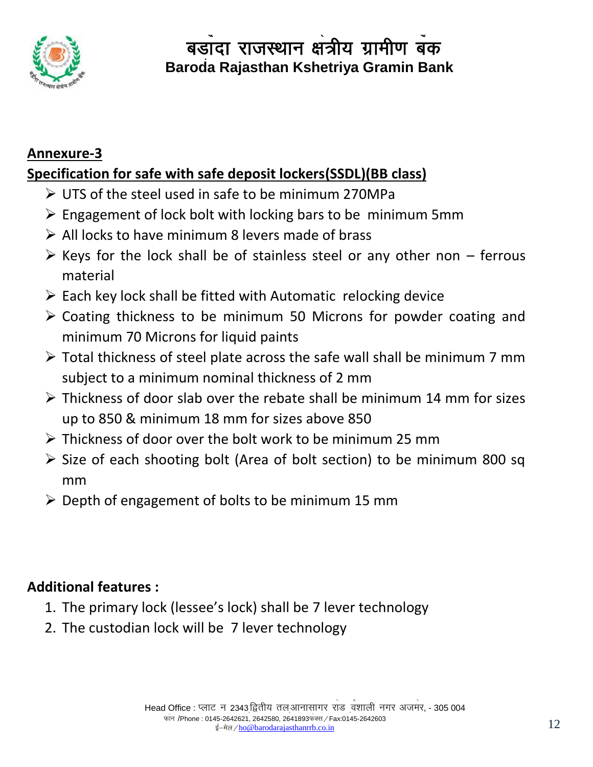## Annexure-3

## Specification for safe with safe deposit lockers(SSDL)(BB class)

- UTS of the steel used in safe to be minimum 270MPa
- Engagement of lock bolt with locking bars to be minimum 5mm
- All locks to have minimum 8 levers made of brass
- Keys for the lock shall be of stainless steel or any other non – ferrous material
- Each key lock shall be fitted with Automatic relocking device
- Coating thickness to be minimum 50 Microns for powder coating and minimum 70 Microns for liquid paints
- Total thickness of steel plate across the safe wall shall be minimum 7 mm subject to a minimum nominal thickness of 2 mm
- Thickness of door slab over the rebate shall be minimum 14 mm for sizes up to 850 & minimum 18 mm for sizes above 850
- Thickness of door over the bolt work to be minimum 25 mm
- Size of each shooting bolt (Area of bolt section) to be minimum 800 sq mm
- Depth of engagement of bolts to be minimum 15 mm

**Additional features :**

1. The primary lock (lessee's lock) shall be 7 lever technology
2. The custodian lock will be 7 lever technology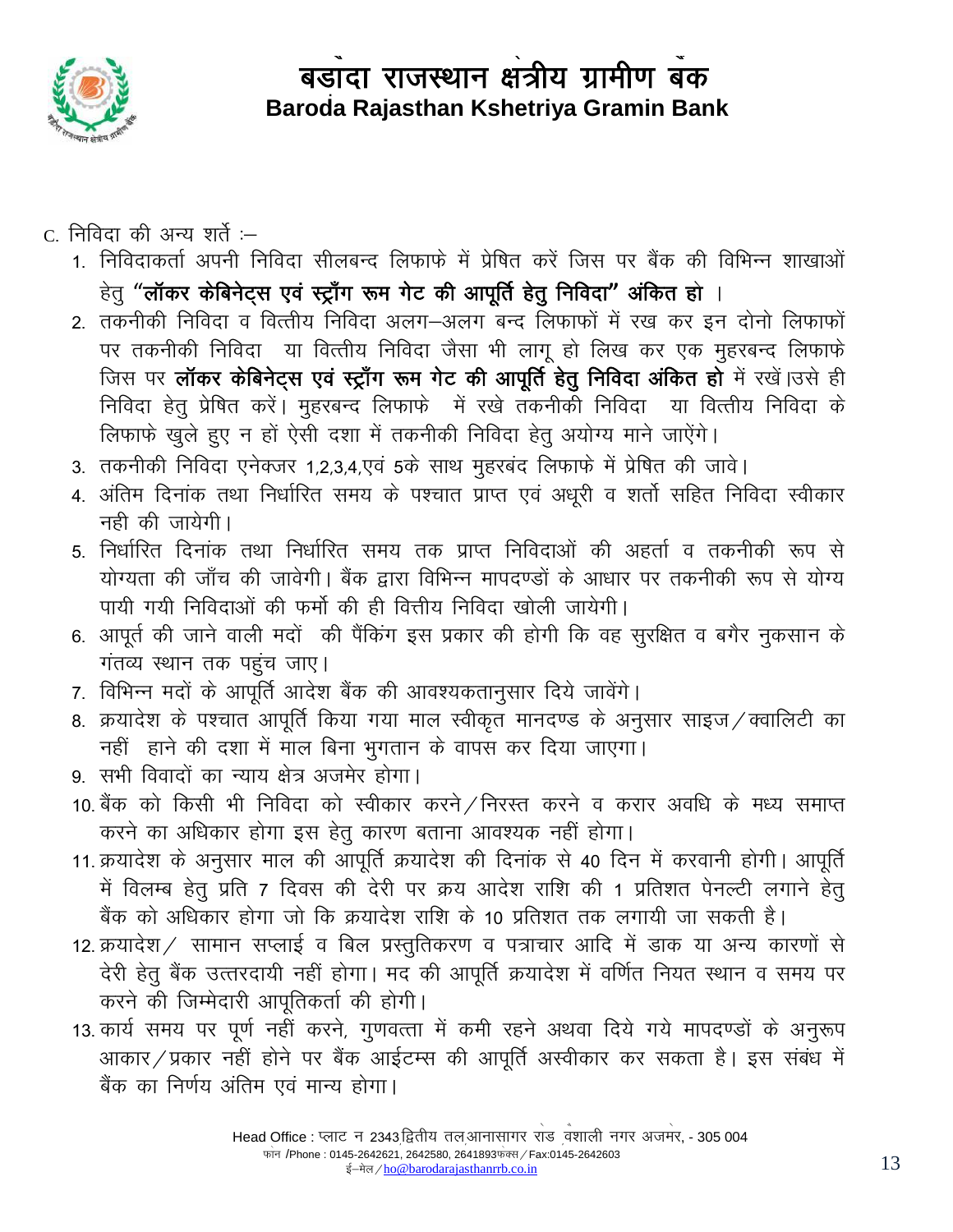C. निविदा की अन्य शर्ते :–

1. निविदाकर्ता अपनी निविदा सीलबन्द लिफाफे में प्रेषित करें जिस पर बैंक की विभिन्न शाखाओं हेतु **"लॉकर केबिनेट्स एवं स्ट्रॉंग रूम गेट की आपूर्ति हेतु निविदा" अंकित हो** ।
2. तकनीकी निविदा व वित्तीय निविदा अलग–अलग बन्द लिफाफों में रख कर इन दोनो लिफाफों पर तकनीकी निविदा या वित्तीय निविदा जैसा भी लागू हो लिख कर एक मुहरबन्द लिफाफे जिस पर **लॉकर केबिनेट्स एवं स्ट्रॉंग रूम गेट की आपूर्ति हेतु निविदा अंकित हो** में रखें।उसे ही निविदा हेतु प्रेषित करें। मुहरबन्द लिफाफे में रखे तकनीकी निविदा या वित्तीय निविदा के लिफाफे खुले हुए न हों ऐसी दशा में तकनीकी निविदा हेतु अयोग्य माने जाऐंगे।
3. तकनीकी निविदा एनेक्जर 1,2,3,4,एवं 5के साथ मुहरबंद लिफाफे में प्रेषित की जावे।
4. अंतिम दिनांक तथा निर्धारित समय के पश्चात प्राप्त एवं अधूरी व शर्तो सहित निविदा स्वीकार नही की जायेगी।
5. निर्धारित दिनांक तथा निर्धारित समय तक प्राप्त निविदाओं की अहर्ता व तकनीकी रूप से योग्यता की जाँच की जावेगी। बैंक द्वारा विभिन्न मापदण्डों के आधार पर तकनीकी रूप से योग्य पायी गयी निविदाओं की फर्मो की ही वित्तीय निविदा खोली जायेगी।
6. आपूर्त की जाने वाली मदों की पैंकिंग इस प्रकार की होगी कि वह सुरक्षित व बगैर नुकसान के गंतव्य स्थान तक पहुंच जाए।
7. विभिन्न मदों के आपूर्ति आदेश बैंक की आवश्यकतानुसार दिये जावेंगे।
8. क्रयादेश के पश्चात आपूर्ति किया गया माल स्वीकृत मानदण्ड के अनुसार साइज/क्वालिटी का नहीं हाने की दशा में माल बिना भुगतान के वापस कर दिया जाएगा।
9. सभी विवादों का न्याय क्षेत्र अजमेर होगा।
10. बैंक को किसी भी निविदा को स्वीकार करने/निरस्त करने व करार अवधि के मध्य समाप्त करने का अधिकार होगा इस हेतु कारण बताना आवश्यक नहीं होगा।
11. क्रयादेश के अनुसार माल की आपूर्ति क्रयादेश की दिनांक से 40 दिन में करवानी होगी। आपूर्ति में विलम्ब हेतु प्रति 7 दिवस की देरी पर क्रय आदेश राशि की 1 प्रतिशत पेनल्टी लगाने हेतु बैंक को अधिकार होगा जो कि क्रयादेश राशि के 10 प्रतिशत तक लगायी जा सकती है।
12. क्रयादेश/ सामान सप्लाई व बिल प्रस्तुतिकरण व पत्राचार आदि में डाक या अन्य कारणों से देरी हेतु बैंक उत्तरदायी नहीं होगा। मद की आपूर्ति क्रयादेश में वर्णित नियत स्थान व समय पर करने की जिम्मेदारी आपूतिकर्ता की होगी।
13. कार्य समय पर पूर्ण नहीं करने, गुणवत्ता में कमी रहने अथवा दिये गये मापदण्डों के अनुरूप आकार/प्रकार नहीं होने पर बैंक आईटम्स की आपूर्ति अस्वीकार कर सकता है। इस संबंध में बैंक का निर्णय अंतिम एवं मान्य होगा।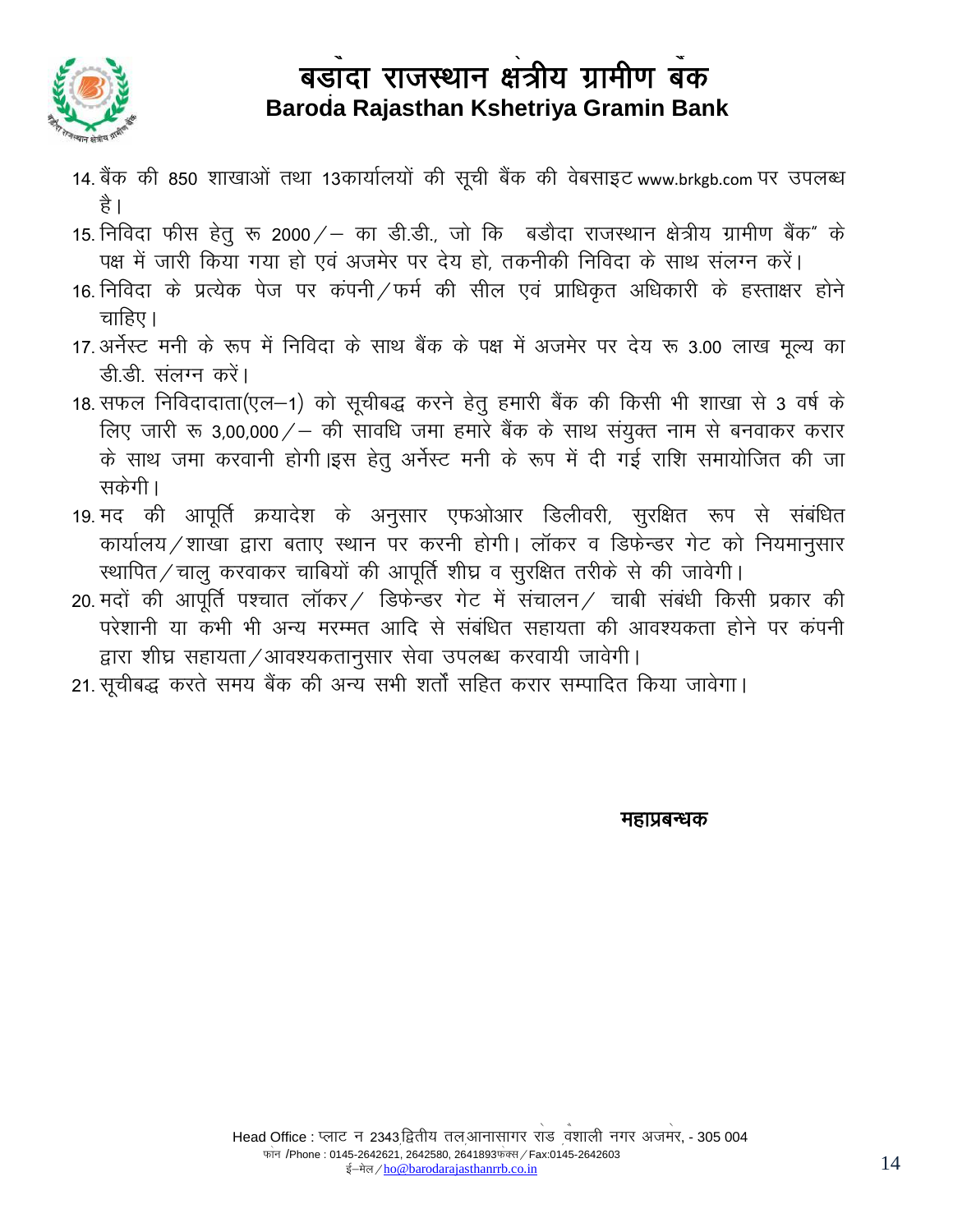# बड़ौदा राजस्थान क्षेत्रीय ग्रामीण बैंक
## Baroda Rajasthan Kshetriya Gramin Bank

14. बैंक की 850 शाखाओं तथा 13कार्यालयों की सूची बैंक की वेबसाइट www.brkgb.com पर उपलब्ध है।
15. निविदा फीस हेतु रू 2000/– का डी.डी., जो कि बडौदा राजस्थान क्षेत्रीय ग्रामीण बैंक" के पक्ष में जारी किया गया हो एवं अजमेर पर देय हो, तकनीकी निविदा के साथ संलग्न करें।
16. निविदा के प्रत्येक पेज पर कंपनी/फर्म की सील एवं प्राधिकृत अधिकारी के हस्ताक्षर होने चाहिए।
17. अर्नेस्ट मनी के रूप में निविदा के साथ बैंक के पक्ष में अजमेर पर देय रू 3.00 लाख मूल्य का डी.डी. संलग्न करें।
18. सफल निविदादाता(एल–1) को सूचीबद्ध करने हेतु हमारी बैंक की किसी भी शाखा से 3 वर्ष के लिए जारी रू 3,00,000/– की सावधि जमा हमारे बैंक के साथ संयुक्त नाम से बनवाकर करार के साथ जमा करवानी होगी।इस हेतु अर्नेस्ट मनी के रूप में दी गई राशि समायोजित की जा सकेगी।
19. मद की आपूर्ति क्रयादेश के अनुसार एफओआर डिलीवरी, सुरक्षित रूप से संबंधित कार्यालय/शाखा द्वारा बताए स्थान पर करनी होगी। लॉकर व डिफेन्डर गेट को नियमानुसार स्थापित/चालु करवाकर चाबियों की आपूर्ति शीघ्र व सुरक्षित तरीके से की जावेगी।
20. मदों की आपूर्ति पश्चात लॉकर/ डिफेन्डर गेट में संचालन/ चाबी संबंधी किसी प्रकार की परेशानी या कभी भी अन्य मरम्मत आदि से संबंधित सहायता की आवश्यकता होने पर कंपनी द्वारा शीघ्र सहायता/आवश्यकतानुसार सेवा उपलब्ध करवायी जावेगी।
21. सूचीबद्ध करते समय बैंक की अन्य सभी शर्तों सहित करार सम्पादित किया जावेगा।

**महाप्रबन्धक**

Head Office : प्लाट न 2343 द्वितीय तल आनासागर रोड वैशाली नगर अजमेर, - 305 004
फोन /Phone : 0145-2642621, 2642580, 2641893फैक्स/Fax:0145-2642603
ई–मेल/ho@barodarajasthanrrb.co.in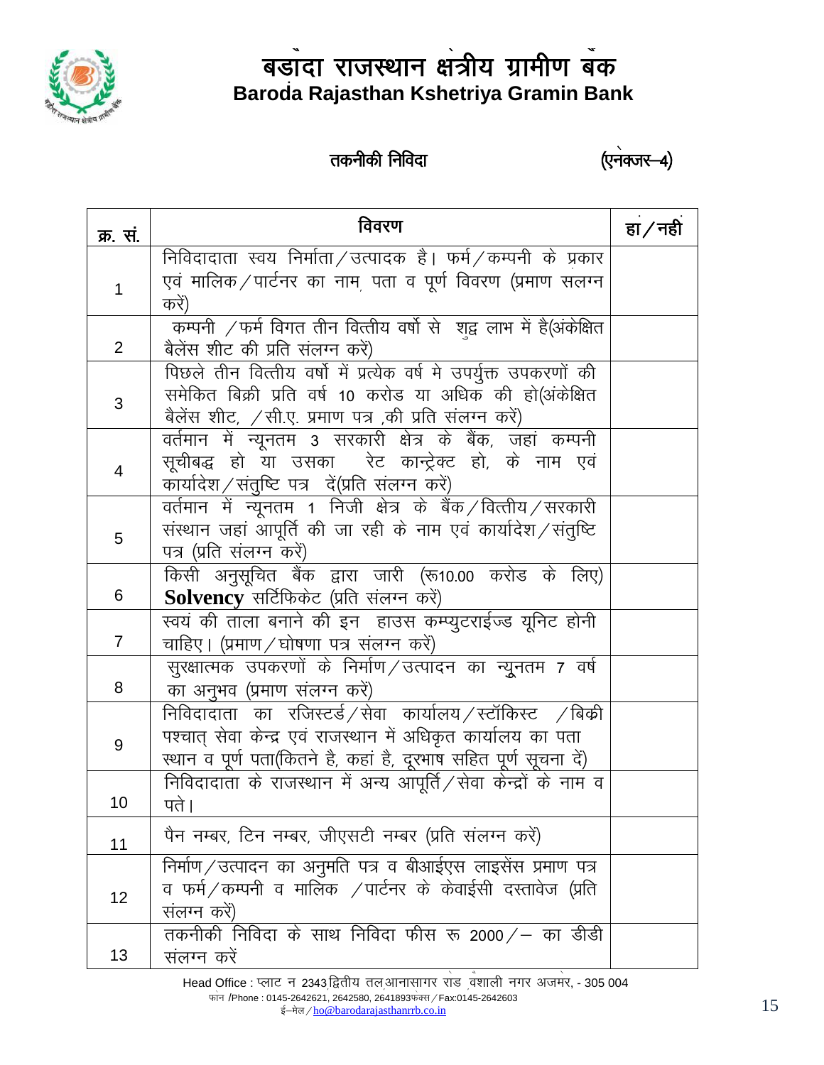# बड़ौदा राजस्थान क्षेत्रीय ग्रामीण बैंक
## Baroda Rajasthan Kshetriya Gramin Bank

**तकनीकी निविदा** **(एनेक्जर–4)**

| क्र. सं. | विवरण | हां / नहीं |
|---|---|---|
| 1 | निविदादाता स्वय निर्माता / उत्पादक है। फर्म / कम्पनी के प्रकार एवं मालिक / पार्टनर का नाम, पता व पूर्ण विवरण (प्रमाण सलग्न करें) | |
| 2 | कम्पनी / फर्म विगत तीन वित्तीय वर्षो से शुद्व लाभ में है(अंकेक्षित बैलेंस शीट की प्रति संलग्न करें) | |
| 3 | पिछले तीन वित्तीय वर्षो में प्रत्येक वर्ष मे उपर्युक्त उपकरणों की समेकित बिक्री प्रति वर्ष 10 करोड या अधिक की हो(अंकेक्षित बैलेंस शीट, /सी.ए. प्रमाण पत्र ,की प्रति संलग्न करें) | |
| 4 | वर्तमान में न्यूनतम 3 सरकारी क्षेत्र के बैंक, जहां कम्पनी सूचीबद्ध हो या उसका रेट कान्ट्रेक्ट हो, के नाम एवं कार्यादेश / संतुष्टि पत्र दें(प्रति संलग्न करें) | |
| 5 | वर्तमान में न्यूनतम 1 निजी क्षेत्र के बैंक / वित्तीय / सरकारी संस्थान जहां आपूर्ति की जा रही के नाम एवं कार्यादेश / संतुष्टि पत्र (प्रति संलग्न करें) | |
| 6 | किसी अनुसूचित बैंक द्वारा जारी (रू10.00 करोड के लिए) **Solvency** सर्टिफिकेट (प्रति संलग्न करें) | |
| 7 | स्वयं की ताला बनाने की इन हाउस कम्प्युटराईज्ड यूनिट होनी चाहिए। (प्रमाण / घोषणा पत्र संलग्न करें) | |
| 8 | सुरक्षात्मक उपकरणों के निर्माण / उत्पादन का न्यूनतम 7 वर्ष का अनुभव (प्रमाण संलग्न करें) | |
| 9 | निविदादाता का रजिस्टर्ड / सेवा कार्यालय / स्टॉकिस्ट / बिक्री पश्चात् सेवा केन्द्र एवं राजस्थान में अधिकृत कार्यालय का पता स्थान व पूर्ण पता(कितने है, कहां है, दूरभाष सहित पूर्ण सूचना दें) | |
| 10 | निविदादाता के राजस्थान में अन्य आपूर्ति / सेवा केन्द्रों के नाम व पते। | |
| 11 | पैन नम्बर, टिन नम्बर, जीएसटी नम्बर (प्रति संलग्न करें) | |
| 12 | निर्माण / उत्पादन का अनुमति पत्र व बीआईएस लाइसेंस प्रमाण पत्र व फर्म / कम्पनी व मालिक /पार्टनर के केवाईसी दस्तावेज (प्रति संलग्न करें) | |
| 13 | तकनीकी निविदा के साथ निविदा फीस रू 2000/– का डीडी संलग्न करें | |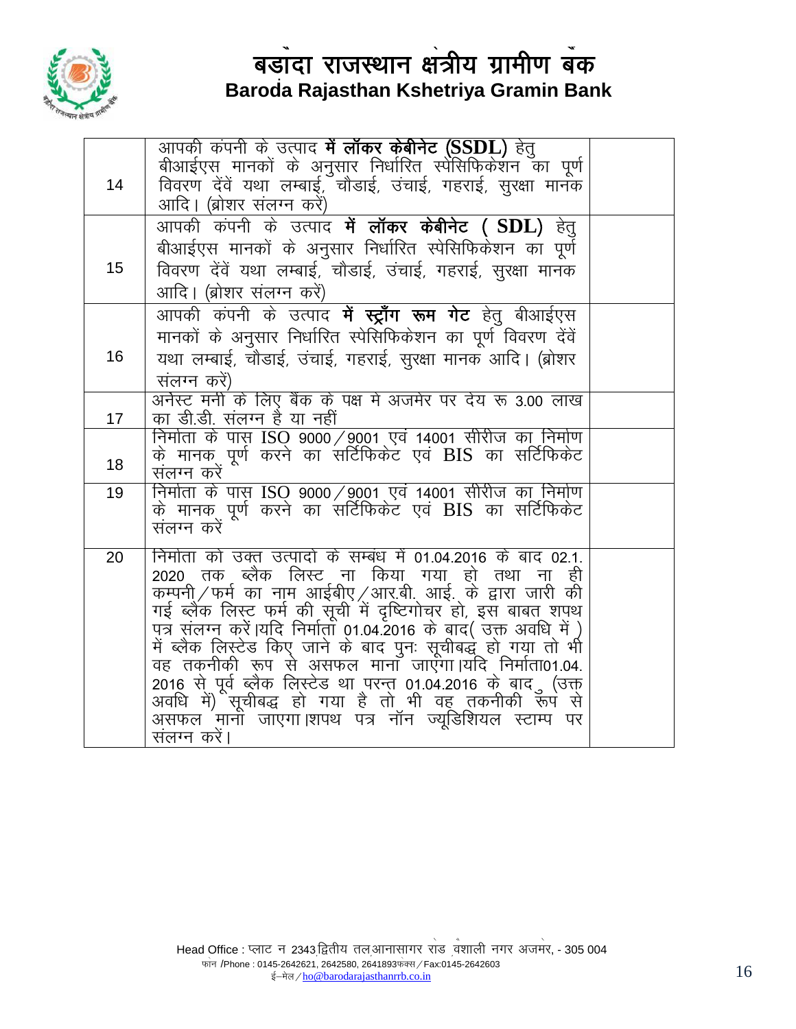# बड़ौदा राजस्थान क्षेत्रीय ग्रामीण बैंक
## Baroda Rajasthan Kshetriya Gramin Bank

| | | |
|---|---|---|
| 14 | आपकी कंपनी के उत्पाद **में लॉकर केबीनेट (SSDL)** हेतु बीआईएस मानकों के अनुसार निर्धारित स्पेसिफिकेशन का पूर्ण विवरण देवें यथा लम्बाई, चौडाई, उंचाई, गहराई, सुरक्षा मानक आदि। (ब्रोशर संलग्न करें) | |
| 15 | आपकी कंपनी के उत्पाद **में लॉकर केबीनेट ( SDL)** हेतु बीआईएस मानकों के अनुसार निर्धारित स्पेसिफिकेशन का पूर्ण विवरण देवें यथा लम्बाई, चौडाई, उंचाई, गहराई, सुरक्षा मानक आदि। (ब्रोशर संलग्न करें) | |
| 16 | आपकी कंपनी के उत्पाद **में स्ट्राँग रूम गेट** हेतु बीआईएस मानकों के अनुसार निर्धारित स्पेसिफिकेशन का पूर्ण विवरण देवें यथा लम्बाई, चौडाई, उंचाई, गहराई, सुरक्षा मानक आदि। (ब्रोशर संलग्न करें) | |
| 17 | अर्नेस्ट मनी के लिए बैंक के पक्ष मे अजमेर पर देय रू 3.00 लाख का डी.डी. संलग्न है या नहीं | |
| 18 | निर्माता के पास ISO 9000/9001 एवं 14001 सीरीज का निर्माण के मानक पूर्ण करने का सर्टिफिकेट एवं BIS का सर्टिफिकेट संलग्न करें | |
| 19 | निर्माता के पास ISO 9000/9001 एवं 14001 सीरीज का निर्माण के मानक पूर्ण करने का सर्टिफिकेट एवं BIS का सर्टिफिकेट संलग्न करें | |
| 20 | निर्माता को उक्त उत्पादो के सम्बंध में 01.04.2016 के बाद 02.1. 2020 तक ब्लैक लिस्ट ना किया गया हो तथा ना ही कम्पनी/फर्म का नाम आईबीए/आर.बी. आई. के द्वारा जारी की गई ब्लैक लिस्ट फर्म की सूची में दृष्टिगोचर हो, इस बाबत शपथ पत्र संलग्न करें।यदि निर्माता 01.04.2016 के बाद( उक्त अवधि में ) में ब्लैक लिस्टेड किए जाने के बाद पुनः सूचीबद्ध हो गया तो भी वह तकनीकी रूप से असफल माना जाएगा।यदि निर्माता01.04. 2016 से पूर्व ब्लैक लिस्टेड था परन्त 01.04.2016 के बाद (उक्त अवधि में) सूचीबद्ध हो गया है तो भी वह तकनीकी रूप से असफल माना जाएगा।शपथ पत्र नॉन ज्यूडिशियल स्टाम्प पर संलग्न करें। | |

Head Office : प्लाट न 2343,द्वितीय तल,आनासागर रोड ,वैशाली नगर अजमेर, - 305 004
फोन /Phone : 0145-2642621, 2642580, 2641893फेक्स/Fax:0145-2642603
ई–मेल/ho@barodarajasthanrrb.co.in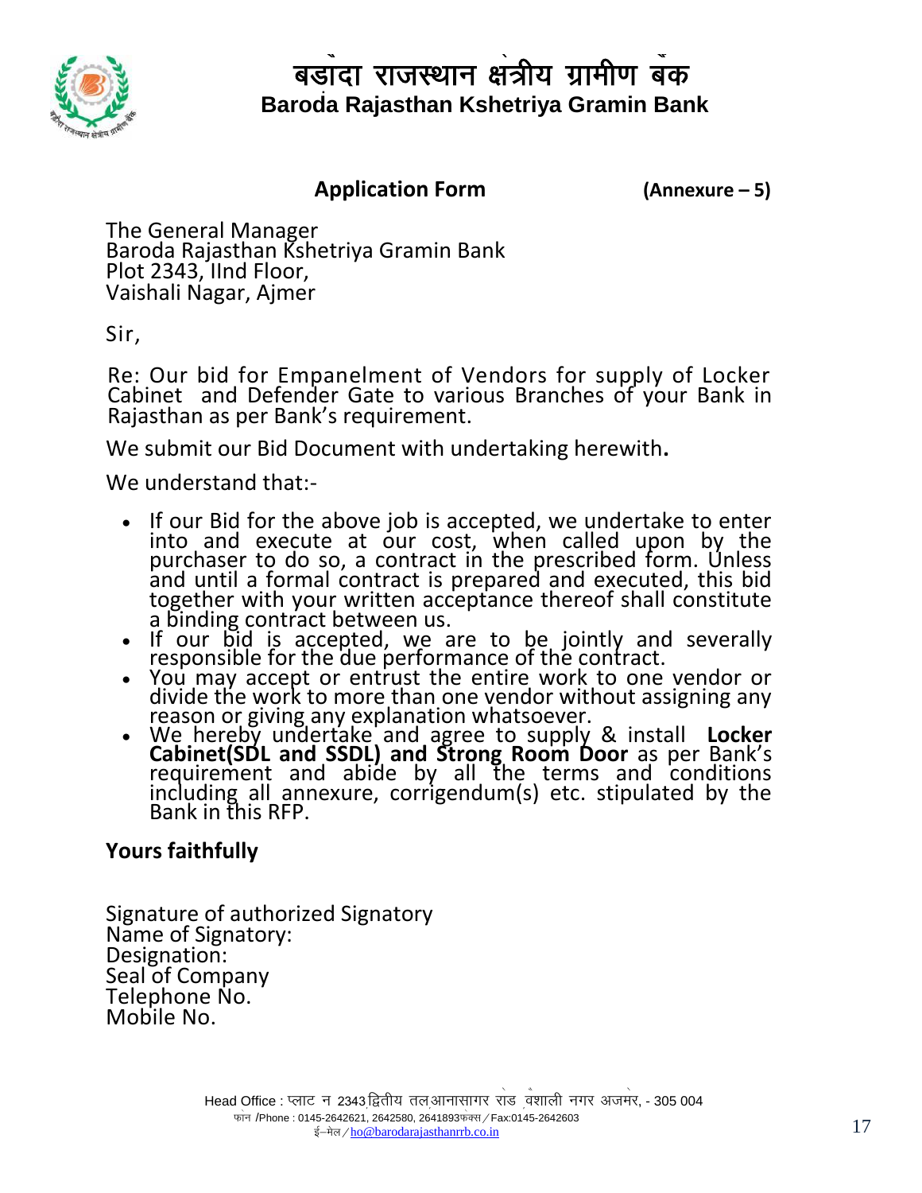# बड़ौदा राजस्थान क्षेत्रीय ग्रामीण बैंक
## Baroda Rajasthan Kshetriya Gramin Bank

### Application Form (Annexure – 5)

The General Manager
Baroda Rajasthan Kshetriya Gramin Bank
Plot 2343, IInd Floor,
Vaishali Nagar, Ajmer

Sir,

Re: Our bid for Empanelment of Vendors for supply of Locker Cabinet and Defender Gate to various Branches of your Bank in Rajasthan as per Bank's requirement.

We submit our Bid Document with undertaking herewith**.**

We understand that:-

- If our Bid for the above job is accepted, we undertake to enter into and execute at our cost, when called upon by the purchaser to do so, a contract in the prescribed form. Unless and until a formal contract is prepared and executed, this bid together with your written acceptance thereof shall constitute a binding contract between us.
- If our bid is accepted, we are to be jointly and severally responsible for the due performance of the contract.
- You may accept or entrust the entire work to one vendor or divide the work to more than one vendor without assigning any reason or giving any explanation whatsoever.
- We hereby undertake and agree to supply & install **Locker Cabinet(SDL and SSDL) and Strong Room Door** as per Bank's requirement and abide by all the terms and conditions including all annexure, corrigendum(s) etc. stipulated by the Bank in this RFP.

**Yours faithfully**

Signature of authorized Signatory
Name of Signatory:
Designation:
Seal of Company
Telephone No.
Mobile No.

Head Office : प्लाट न 2343 द्वितीय तल आनासागर रोड वैशाली नगर अजमेर, - 305 004
फोन /Phone : 0145-2642621, 2642580, 2641893 फैक्स / Fax:0145-2642603
ई–मेल / ho@barodarajasthanrrb.co.in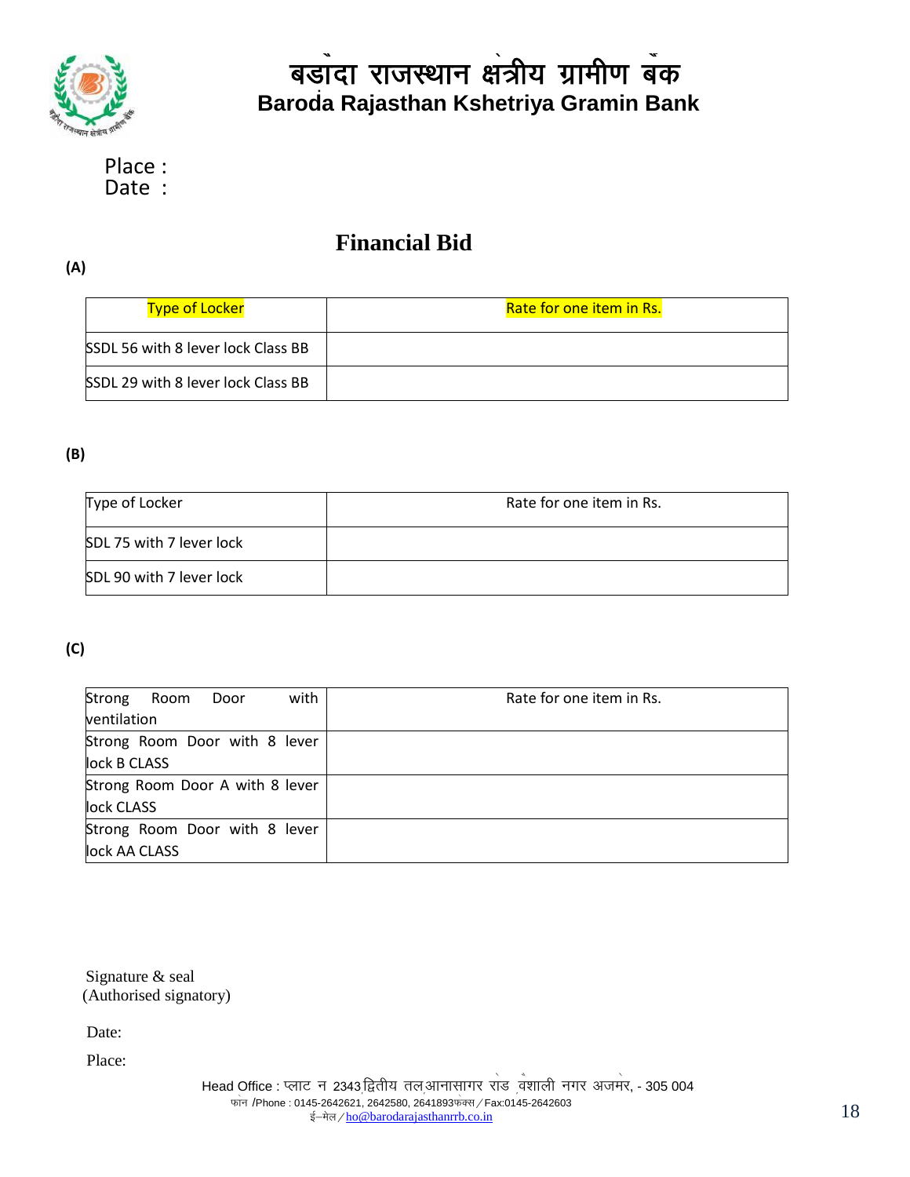# बड़ौदा राजस्थान क्षेत्रीय ग्रामीण बैंक

## Baroda Rajasthan Kshetriya Gramin Bank

Place :
Date :

## Financial Bid

**(A)**

| Type of Locker | Rate for one item in Rs. |
|---|---|
| SSDL 56 with 8 lever lock Class BB | |
| SSDL 29 with 8 lever lock Class BB | |

**(B)**

| Type of Locker | Rate for one item in Rs. |
|---|---|
| SDL 75 with 7 lever lock | |
| SDL 90 with 7 lever lock | |

**(C)**

| Strong Room Door with ventilation | Rate for one item in Rs. |
|---|---|
| Strong Room Door with 8 lever lock B CLASS | |
| Strong Room Door A with 8 lever lock CLASS | |
| Strong Room Door with 8 lever lock AA CLASS | |

Signature & seal
(Authorised signatory)

Date:

Place:

Head Office : प्लाट न 2343 द्वितीय तल आनासागर रोड वैशाली नगर अजमेर, - 305 004
फोन /Phone : 0145-2642621, 2642580, 2641893 फैक्स / Fax:0145-2642603
ई–मेल / ho@barodarajasthanrrb.co.in